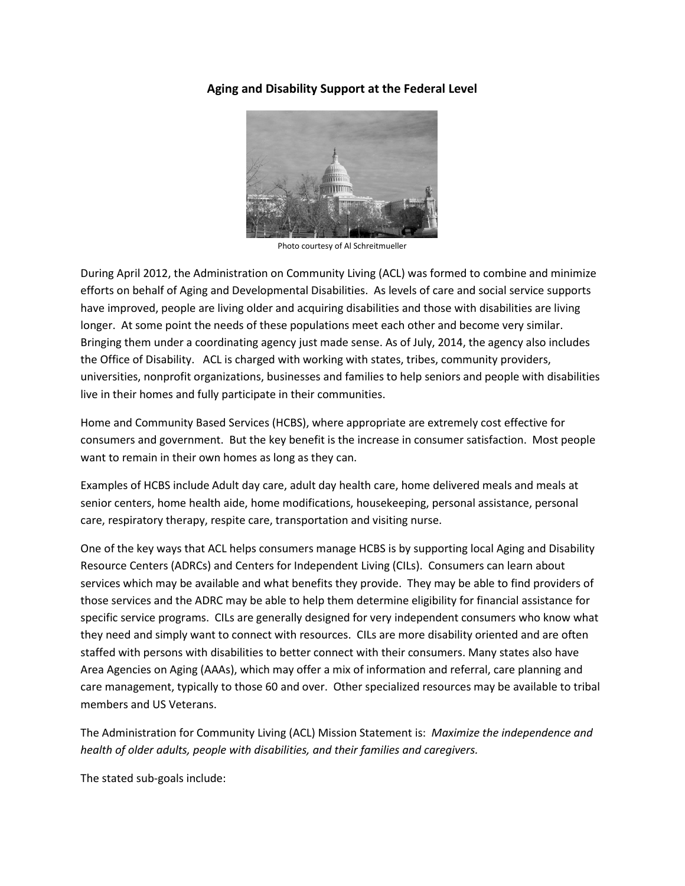**Aging and Disability Support at the Federal Level**

Photo courtesy of Al Schreitmueller

During April 2012, the Administration on Community Living (ACL) was formed to combine and minimize efforts on behalf of Aging and Developmental Disabilities. As levels of care and social service supports have improved, people are living older and acquiring disabilities and those with disabilities are living longer. At some point the needs of these populations meet each other and become very similar. Bringing them under a coordinating agency just made sense. As of July, 2014, the agency also includes the Office of Disability. ACL is charged with working with states, tribes, community providers, universities, nonprofit organizations, businesses and families to help seniors and people with disabilities live in their homes and fully participate in their communities.

Home and Community Based Services (HCBS), where appropriate are extremely cost effective for consumers and government. But the key benefit is the increase in consumer satisfaction. Most people want to remain in their own homes as long as they can.

Examples of HCBS include Adult day care, adult day health care, home delivered meals and meals at senior centers, home health aide, home modifications, housekeeping, personal assistance, personal care, respiratory therapy, respite care, transportation and visiting nurse.

One of the key ways that ACL helps consumers manage HCBS is by supporting local Aging and Disability Resource Centers (ADRCs) and Centers for Independent Living (CILs). Consumers can learn about services which may be available and what benefits they provide. They may be able to find providers of those services and the ADRC may be able to help them determine eligibility for financial assistance for specific service programs. CILs are generally designed for very independent consumers who know what they need and simply want to connect with resources. CILs are more disability oriented and are often staffed with persons with disabilities to better connect with their consumers. Many states also have Area Agencies on Aging (AAAs), which may offer a mix of information and referral, care planning and care management, typically to those 60 and over. Other specialized resources may be available to tribal members and US Veterans.

The Administration for Community Living (ACL) Mission Statement is: *Maximize the independence and health of older adults, people with disabilities, and their families and caregivers.*

The stated sub-goals include: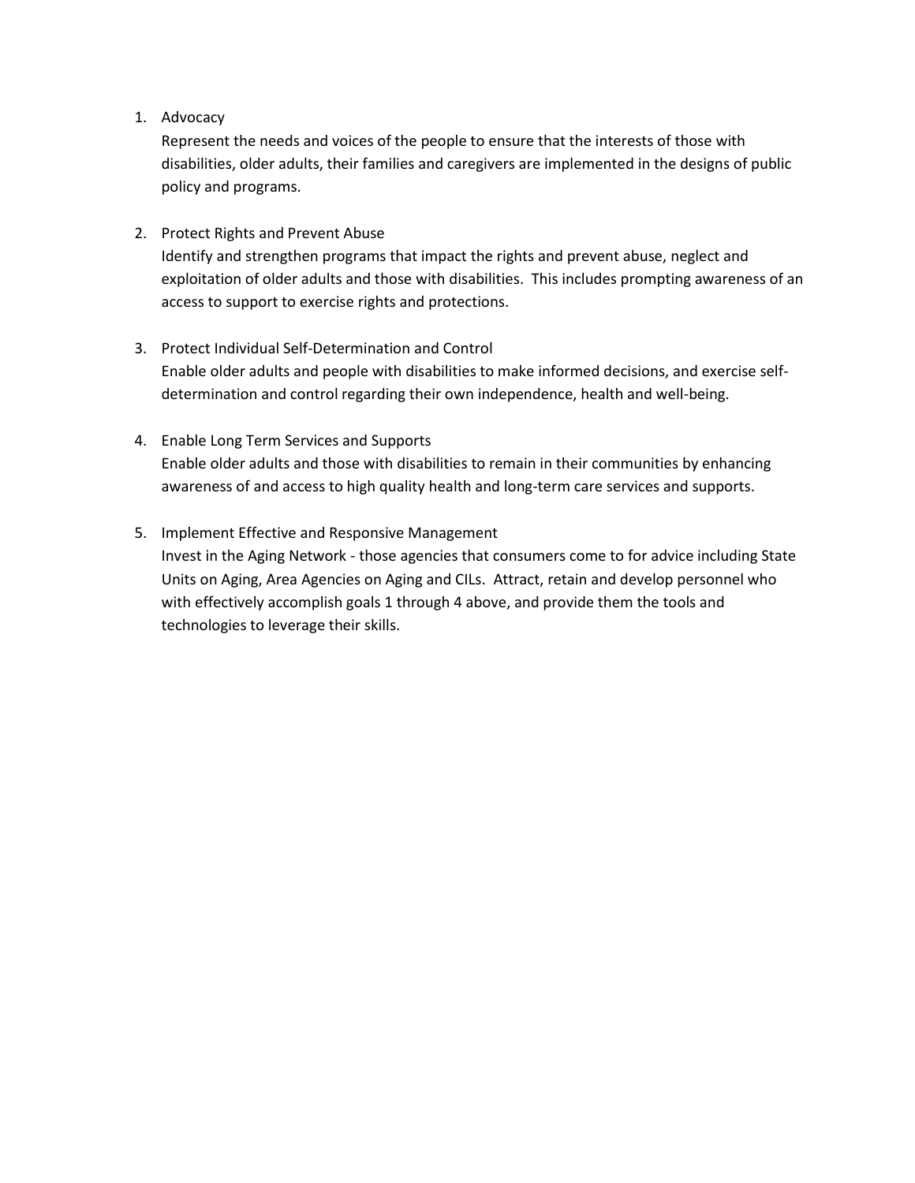1. Advocacy
   Represent the needs and voices of the people to ensure that the interests of those with disabilities, older adults, their families and caregivers are implemented in the designs of public policy and programs.

2. Protect Rights and Prevent Abuse
   Identify and strengthen programs that impact the rights and prevent abuse, neglect and exploitation of older adults and those with disabilities. This includes prompting awareness of an access to support to exercise rights and protections.

3. Protect Individual Self-Determination and Control
   Enable older adults and people with disabilities to make informed decisions, and exercise self-determination and control regarding their own independence, health and well-being.

4. Enable Long Term Services and Supports
   Enable older adults and those with disabilities to remain in their communities by enhancing awareness of and access to high quality health and long-term care services and supports.

5. Implement Effective and Responsive Management
   Invest in the Aging Network - those agencies that consumers come to for advice including State Units on Aging, Area Agencies on Aging and CILs. Attract, retain and develop personnel who with effectively accomplish goals 1 through 4 above, and provide them the tools and technologies to leverage their skills.